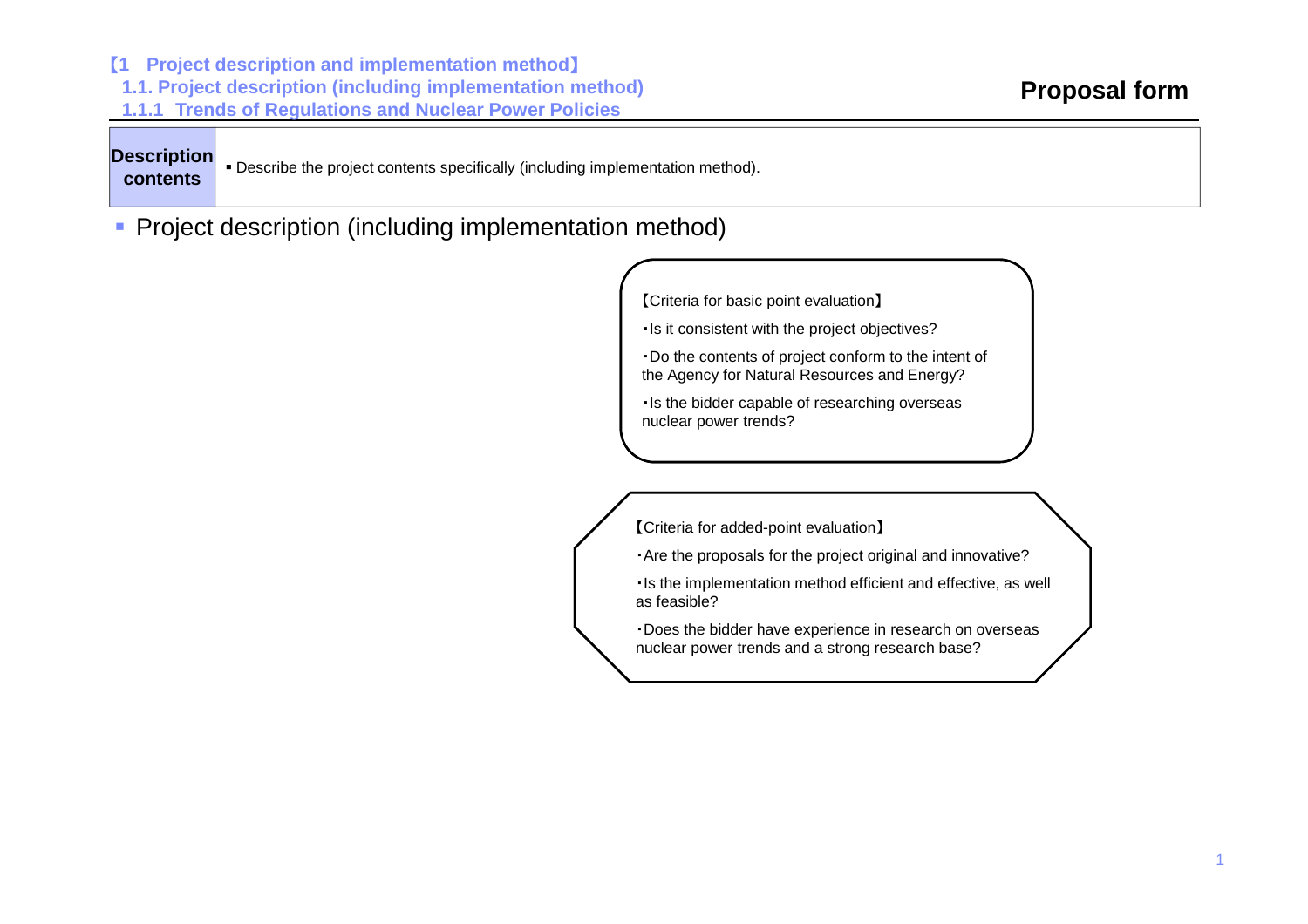【1 Project description and implementation method】

1.1. Project description (including implementation method)

1.1.1 Trends of Regulations and Nuclear Power Policies

**Proposal form**

| **Description contents** | ▪ Describe the project contents specifically (including implementation method). |
|---|---|

- Project description (including implementation method)

【Criteria for basic point evaluation】

・Is it consistent with the project objectives?

・Do the contents of project conform to the intent of the Agency for Natural Resources and Energy?

・Is the bidder capable of researching overseas nuclear power trends?

【Criteria for added-point evaluation】

・Are the proposals for the project original and innovative?

・Is the implementation method efficient and effective, as well as feasible?

・Does the bidder have experience in research on overseas nuclear power trends and a strong research base?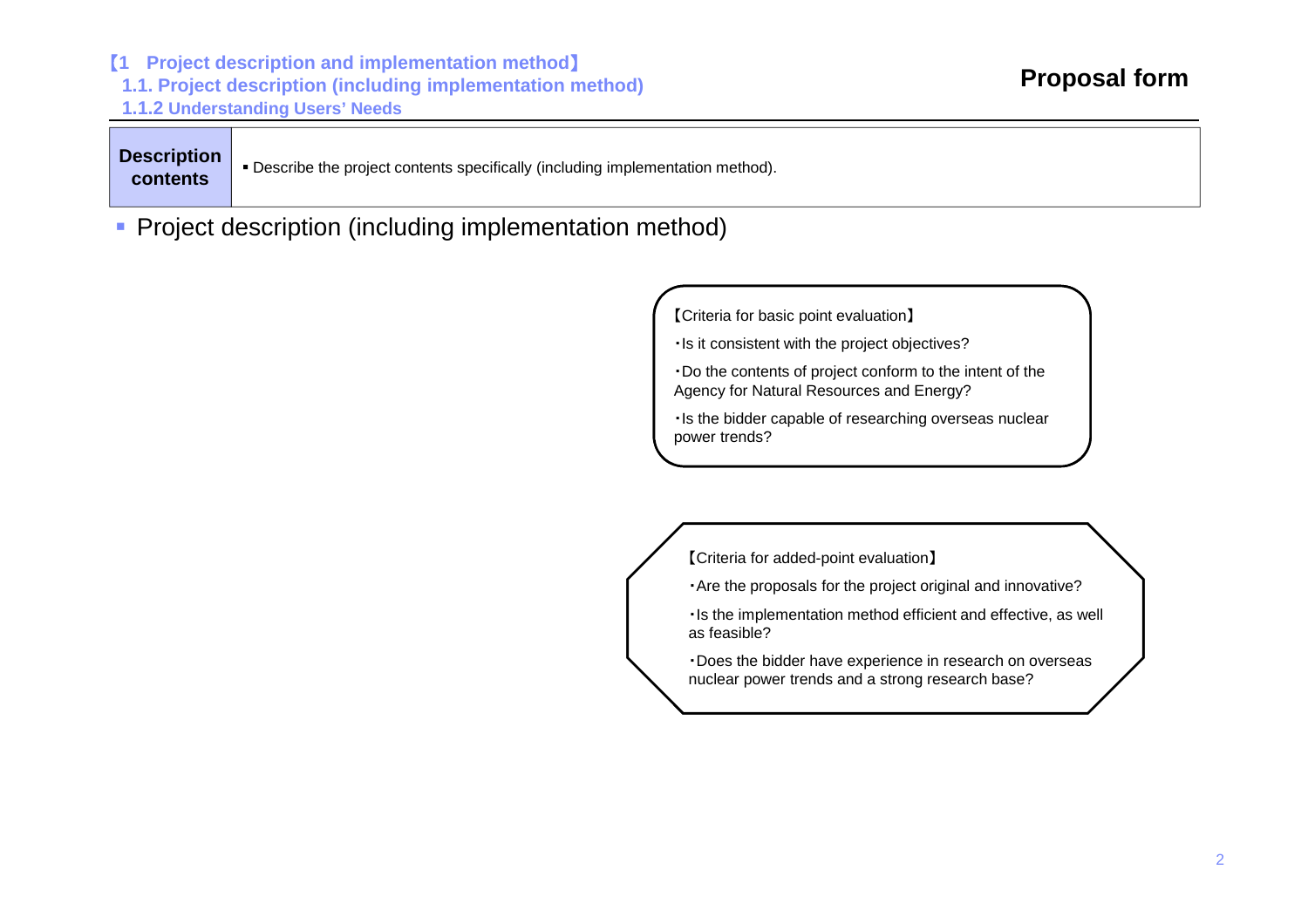**【1 Project description and implementation method】**

**1.1. Project description (including implementation method)**

**1.1.2 Understanding Users' Needs**

**Proposal form**

| **Description contents** | ▪ Describe the project contents specifically (including implementation method). |
|---|---|

- Project description (including implementation method)

【Criteria for basic point evaluation】

・Is it consistent with the project objectives?

・Do the contents of project conform to the intent of the Agency for Natural Resources and Energy?

・Is the bidder capable of researching overseas nuclear power trends?

【Criteria for added-point evaluation】

・Are the proposals for the project original and innovative?

・Is the implementation method efficient and effective, as well as feasible?

・Does the bidder have experience in research on overseas nuclear power trends and a strong research base?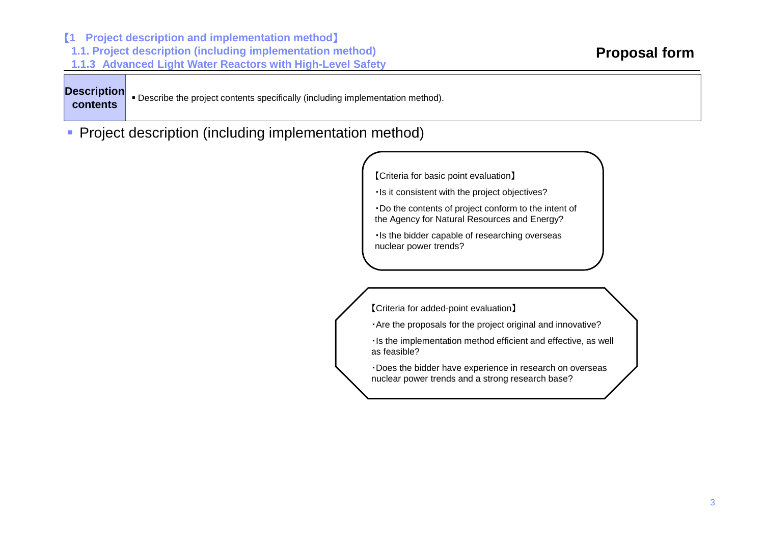【1　Project description and implementation method】

1.1. Project description (including implementation method)

1.1.3 Advanced Light Water Reactors with High-Level Safety

# Proposal form

| Description contents | ▪ Describe the project contents specifically (including implementation method). |
|---|---|

- Project description (including implementation method)

【Criteria for basic point evaluation】

・Is it consistent with the project objectives?

・Do the contents of project conform to the intent of the Agency for Natural Resources and Energy?

・Is the bidder capable of researching overseas nuclear power trends?

【Criteria for added-point evaluation】

・Are the proposals for the project original and innovative?

・Is the implementation method efficient and effective, as well as feasible?

・Does the bidder have experience in research on overseas nuclear power trends and a strong research base?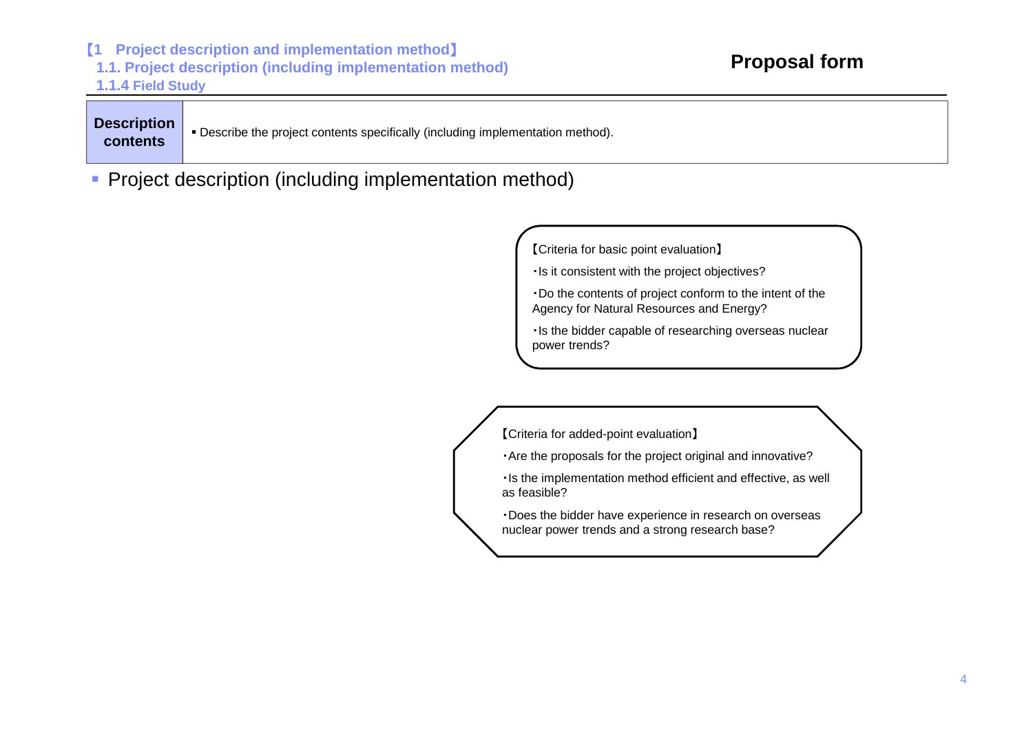【1 Project description and implementation method】

## 1.1. Project description (including implementation method)

### 1.1.4 Field Study

**Proposal form**

| **Description contents** | ▪ Describe the project contents specifically (including implementation method). |
|---|---|

- Project description (including implementation method)

【Criteria for basic point evaluation】

・Is it consistent with the project objectives?

・Do the contents of project conform to the intent of the Agency for Natural Resources and Energy?

・Is the bidder capable of researching overseas nuclear power trends?

【Criteria for added-point evaluation】

・Are the proposals for the project original and innovative?

・Is the implementation method efficient and effective, as well as feasible?

・Does the bidder have experience in research on overseas nuclear power trends and a strong research base?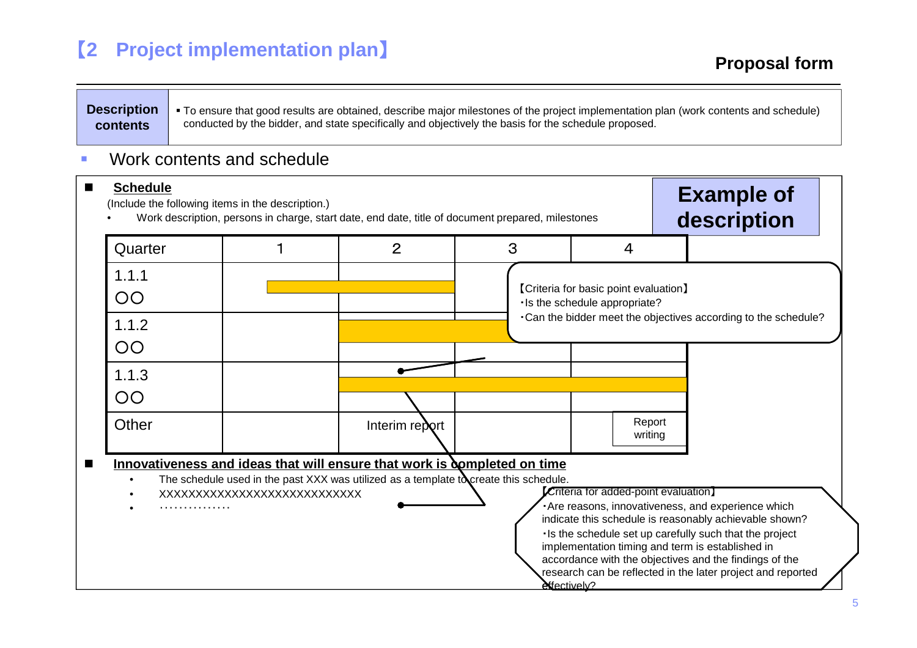# 【2 Project implementation plan】

**Proposal form**

| Description contents | ▪ To ensure that good results are obtained, describe major milestones of the project implementation plan (work contents and schedule) conducted by the bidder, and state specifically and objectively the basis for the schedule proposed. |
|---|---|

▪ Work contents and schedule

**Example of description**

■ **Schedule**

(Include the following items in the description.)

- Work description, persons in charge, start date, end date, title of document prepared, milestones

| Quarter | 1 | 2 | 3 | 4 |
|---|---|---|---|---|
| 1.1.1 ○○ | | | | |
| 1.1.2 ○○ | | | | |
| 1.1.3 ○○ | | | | |
| Other | | Interim report | | Report writing |

【Criteria for basic point evaluation】
・Is the schedule appropriate?
・Can the bidder meet the objectives according to the schedule?

■ **Innovativeness and ideas that will ensure that work is completed on time**

- The schedule used in the past XXX was utilized as a template to create this schedule.
- XXXXXXXXXXXXXXXXXXXXXXXXXXXX
- ……………

【Criteria for added-point evaluation】
・Are reasons, innovativeness, and experience which indicate this schedule is reasonably achievable shown?
・Is the schedule set up carefully such that the project implementation timing and term is established in accordance with the objectives and the findings of the research can be reflected in the later project and reported effectively?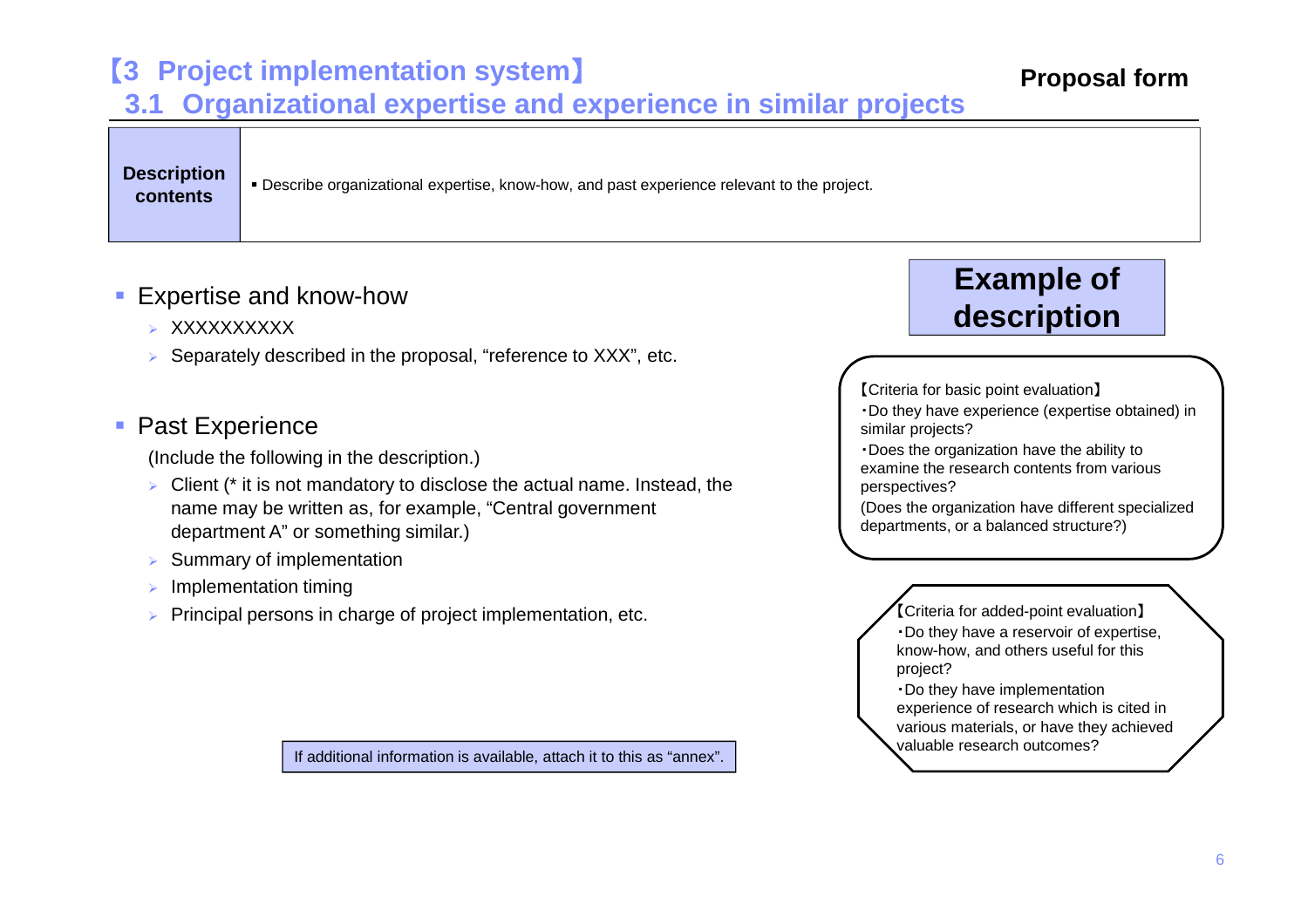# 【3 Project implementation system】

## 3.1 Organizational expertise and experience in similar projects

**Proposal form**

| **Description contents** | ▪ Describe organizational expertise, know-how, and past experience relevant to the project. |
|---|---|

- Expertise and know-how
  - XXXXXXXXXX
  - Separately described in the proposal, “reference to XXX”, etc.

- Past Experience

  (Include the following in the description.)
  - Client (* it is not mandatory to disclose the actual name. Instead, the name may be written as, for example, “Central government department A” or something similar.)
  - Summary of implementation
  - Implementation timing
  - Principal persons in charge of project implementation, etc.

If additional information is available, attach it to this as “annex”.

**Example of description**

【Criteria for basic point evaluation】
・Do they have experience (expertise obtained) in similar projects?
・Does the organization have the ability to examine the research contents from various perspectives?
(Does the organization have different specialized departments, or a balanced structure?)

【Criteria for added-point evaluation】
・Do they have a reservoir of expertise, know-how, and others useful for this project?
・Do they have implementation experience of research which is cited in various materials, or have they achieved valuable research outcomes?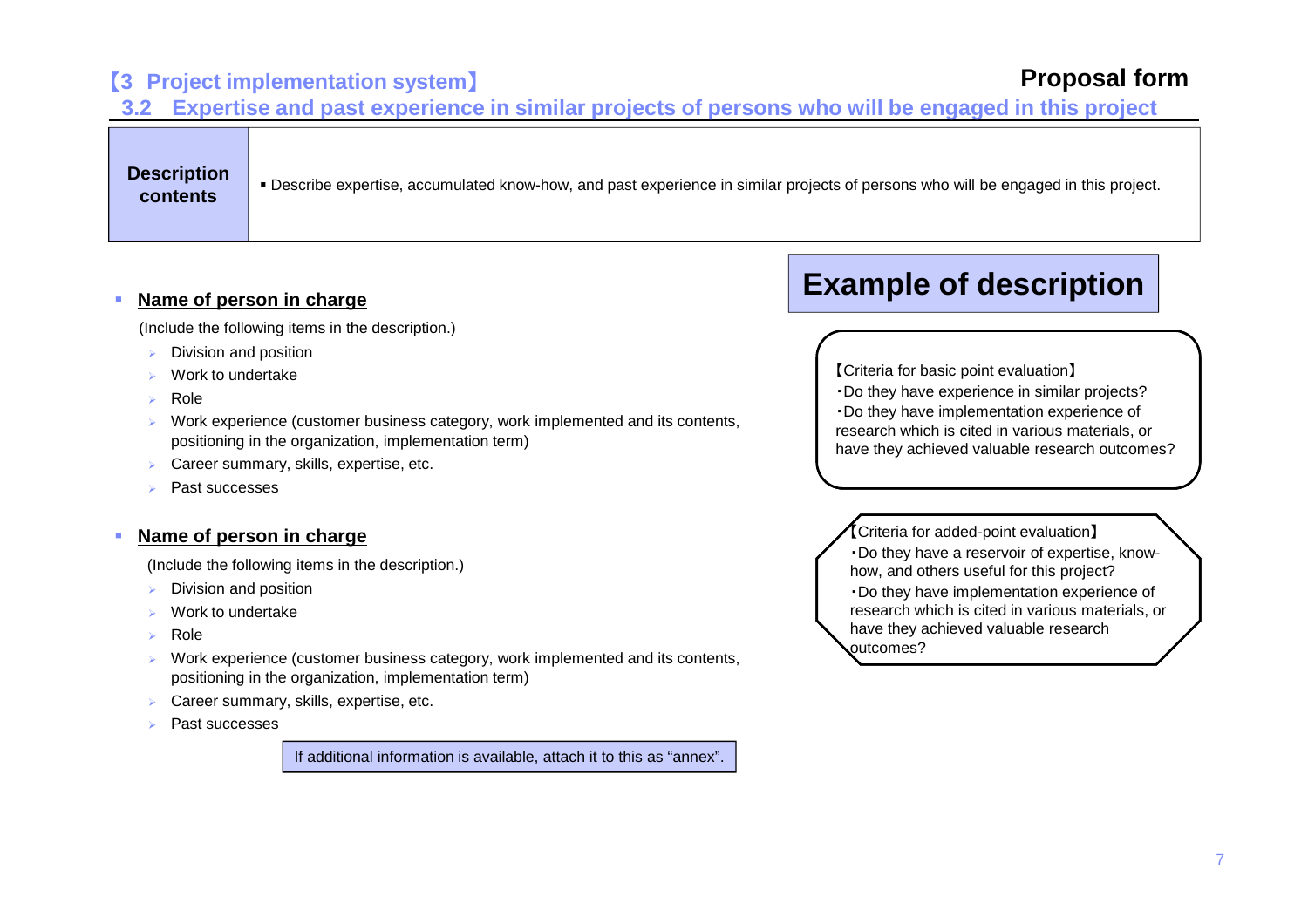## 【3 Project implementation system】

**Proposal form**

### 3.2 Expertise and past experience in similar projects of persons who will be engaged in this project

| **Description contents** | ▪ Describe expertise, accumulated know-how, and past experience in similar projects of persons who will be engaged in this project. |
|---|---|

- **Name of person in charge**

  (Include the following items in the description.)

  - Division and position
  - Work to undertake
  - Role
  - Work experience (customer business category, work implemented and its contents, positioning in the organization, implementation term)
  - Career summary, skills, expertise, etc.
  - Past successes

- **Name of person in charge**

  (Include the following items in the description.)

  - Division and position
  - Work to undertake
  - Role
  - Work experience (customer business category, work implemented and its contents, positioning in the organization, implementation term)
  - Career summary, skills, expertise, etc.
  - Past successes

If additional information is available, attach it to this as “annex”.

## Example of description

【Criteria for basic point evaluation】
・Do they have experience in similar projects?
・Do they have implementation experience of research which is cited in various materials, or have they achieved valuable research outcomes?

【Criteria for added-point evaluation】
・Do they have a reservoir of expertise, know-how, and others useful for this project?
・Do they have implementation experience of research which is cited in various materials, or have they achieved valuable research outcomes?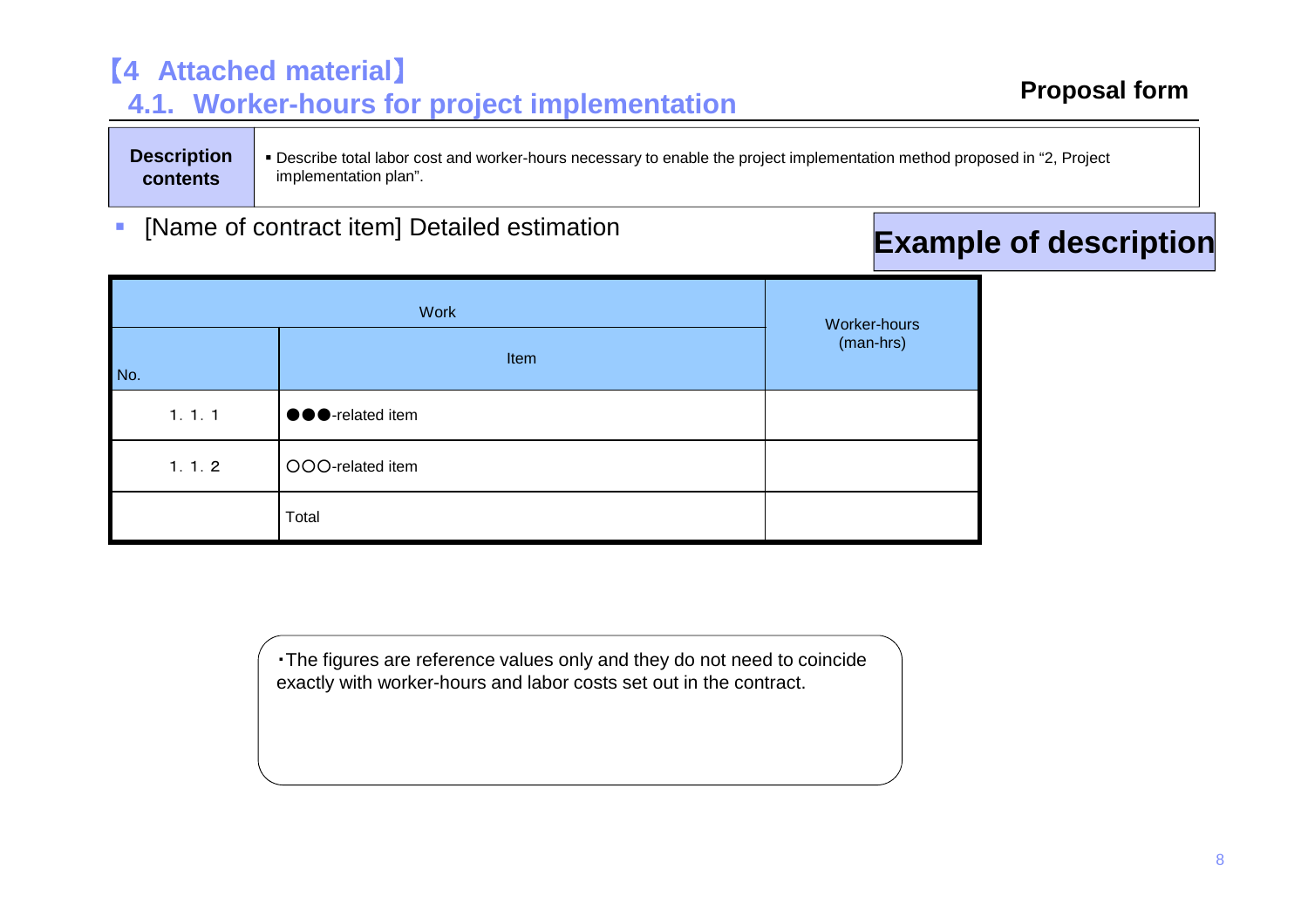# 【4 Attached material】

## 4.1. Worker-hours for project implementation

**Proposal form**

| **Description contents** | ▪ Describe total labor cost and worker-hours necessary to enable the project implementation method proposed in "2, Project implementation plan". |
|---|---|

- [Name of contract item] Detailed estimation

**Example of description**

| Work | | Worker-hours (man-hrs) |
|---|---|---|
| No. | Item | |
| 1．1．1 | ●●●-related item | |
| 1．1．2 | ○○○-related item | |
| | Total | |

・The figures are reference values only and they do not need to coincide exactly with worker-hours and labor costs set out in the contract.